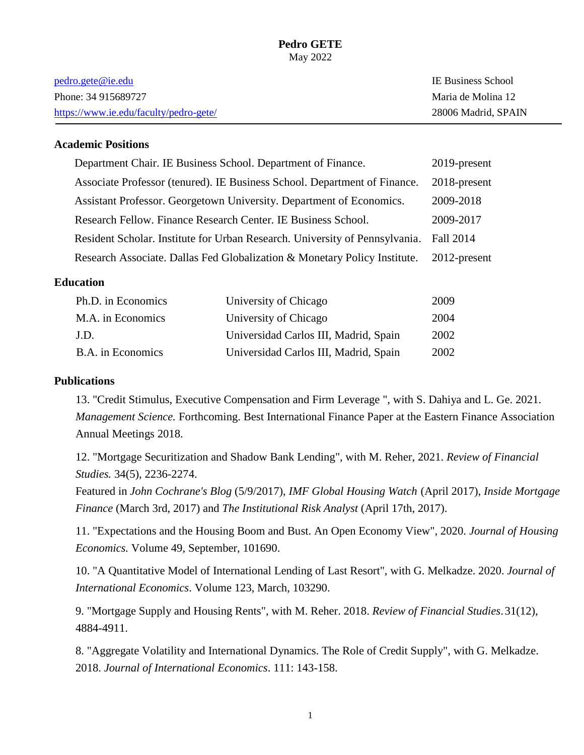# Pedro GETE

May 2022

| | |
|---|---|
| [pedro.gete@ie.edu](mailto:pedro.gete@ie.edu) | IE Business School |
| Phone: 34 915689727 | Maria de Molina 12 |
| [https://www.ie.edu/faculty/pedro-gete/](https://www.ie.edu/faculty/pedro-gete/) | 28006 Madrid, SPAIN |

## Academic Positions

| | |
|---|---|
| Department Chair. IE Business School. Department of Finance. | 2019-present |
| Associate Professor (tenured). IE Business School. Department of Finance. | 2018-present |
| Assistant Professor. Georgetown University. Department of Economics. | 2009-2018 |
| Research Fellow. Finance Research Center. IE Business School. | 2009-2017 |
| Resident Scholar. Institute for Urban Research. University of Pennsylvania. | Fall 2014 |
| Research Associate. Dallas Fed Globalization & Monetary Policy Institute. | 2012-present |

## Education

| | | |
|---|---|---|
| Ph.D. in Economics | University of Chicago | 2009 |
| M.A. in Economics | University of Chicago | 2004 |
| J.D. | Universidad Carlos III, Madrid, Spain | 2002 |
| B.A. in Economics | Universidad Carlos III, Madrid, Spain | 2002 |

## Publications

13. "Credit Stimulus, Executive Compensation and Firm Leverage ", with S. Dahiya and L. Ge. 2021. *Management Science.* Forthcoming. Best International Finance Paper at the Eastern Finance Association Annual Meetings 2018.

12. "Mortgage Securitization and Shadow Bank Lending", with M. Reher, 2021. *Review of Financial Studies.* 34(5), 2236-2274.
Featured in *John Cochrane's Blog* (5/9/2017), *IMF Global Housing Watch* (April 2017), *Inside Mortgage Finance* (March 3rd, 2017) and *The Institutional Risk Analyst* (April 17th, 2017).

11. "Expectations and the Housing Boom and Bust. An Open Economy View", 2020. *Journal of Housing Economics.* Volume 49, September, 101690.

10. "A Quantitative Model of International Lending of Last Resort", with G. Melkadze. 2020. *Journal of International Economics*. Volume 123, March, 103290.

9. "Mortgage Supply and Housing Rents", with M. Reher. 2018. *Review of Financial Studies*. 31(12), 4884-4911.

8. "Aggregate Volatility and International Dynamics. The Role of Credit Supply", with G. Melkadze. 2018. *Journal of International Economics*. 111: 143-158.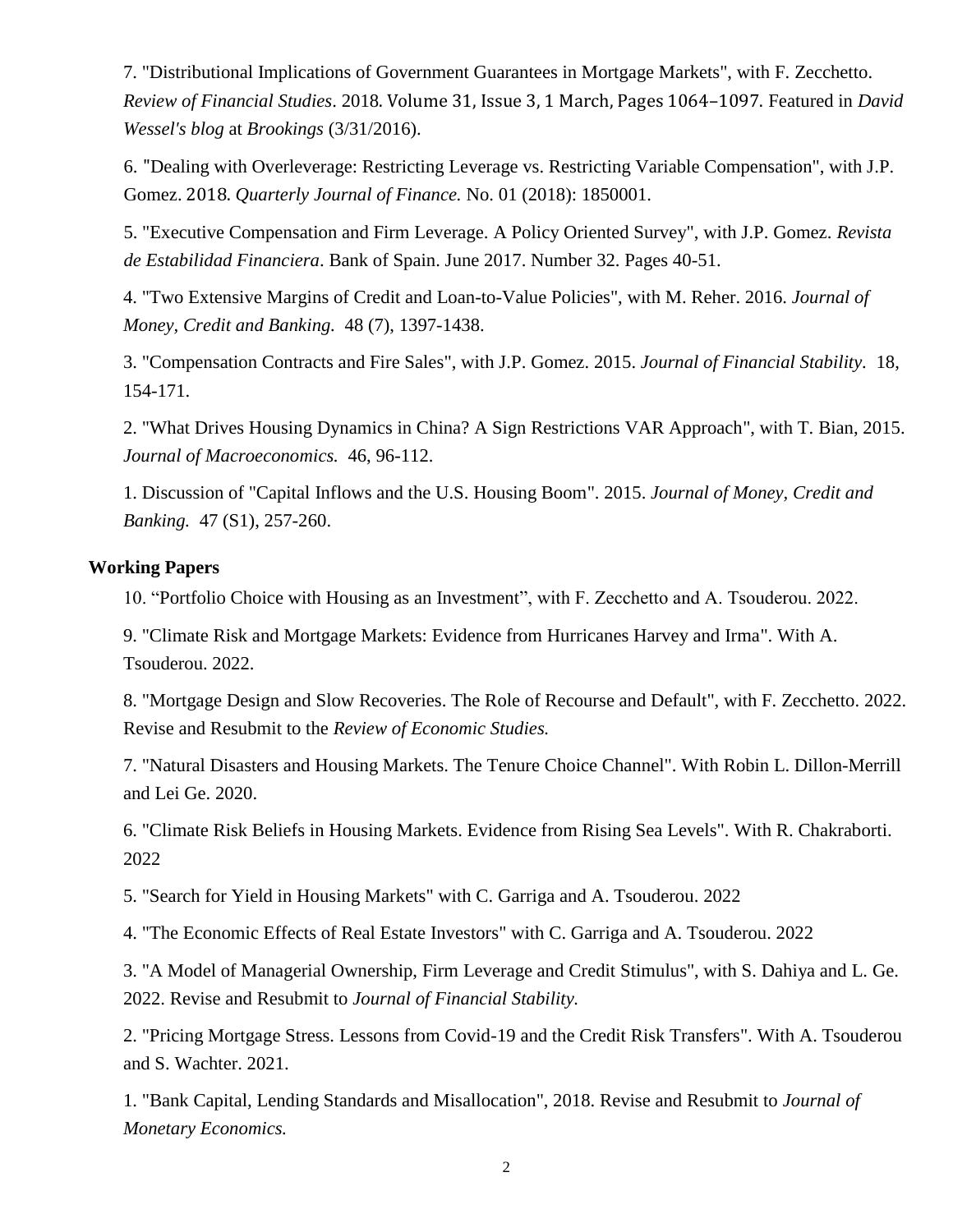7. "Distributional Implications of Government Guarantees in Mortgage Markets", with F. Zecchetto. *Review of Financial Studies*. 2018. Volume 31, Issue 3, 1 March, Pages 1064–1097. Featured in *David Wessel's blog* at *Brookings* (3/31/2016).

6. "Dealing with Overleverage: Restricting Leverage vs. Restricting Variable Compensation", with J.P. Gomez. 2018. *Quarterly Journal of Finance.* No. 01 (2018): 1850001.

5. "Executive Compensation and Firm Leverage. A Policy Oriented Survey", with J.P. Gomez. *Revista de Estabilidad Financiera*. Bank of Spain. June 2017. Number 32. Pages 40-51.

4. "Two Extensive Margins of Credit and Loan-to-Value Policies", with M. Reher. 2016. *Journal of Money, Credit and Banking.* 48 (7), 1397-1438.

3. "Compensation Contracts and Fire Sales", with J.P. Gomez. 2015. *Journal of Financial Stability.* 18, 154-171.

2. "What Drives Housing Dynamics in China? A Sign Restrictions VAR Approach", with T. Bian, 2015. *Journal of Macroeconomics.* 46, 96-112.

1. Discussion of "Capital Inflows and the U.S. Housing Boom". 2015. *Journal of Money, Credit and Banking.* 47 (S1), 257-260.

**Working Papers**

10. "Portfolio Choice with Housing as an Investment", with F. Zecchetto and A. Tsouderou. 2022.

9. "Climate Risk and Mortgage Markets: Evidence from Hurricanes Harvey and Irma". With A. Tsouderou. 2022.

8. "Mortgage Design and Slow Recoveries. The Role of Recourse and Default", with F. Zecchetto. 2022. Revise and Resubmit to the *Review of Economic Studies.*

7. "Natural Disasters and Housing Markets. The Tenure Choice Channel". With Robin L. Dillon-Merrill and Lei Ge. 2020.

6. "Climate Risk Beliefs in Housing Markets. Evidence from Rising Sea Levels". With R. Chakraborti. 2022

5. "Search for Yield in Housing Markets" with C. Garriga and A. Tsouderou. 2022

4. "The Economic Effects of Real Estate Investors" with C. Garriga and A. Tsouderou. 2022

3. "A Model of Managerial Ownership, Firm Leverage and Credit Stimulus", with S. Dahiya and L. Ge. 2022. Revise and Resubmit to *Journal of Financial Stability.*

2. "Pricing Mortgage Stress. Lessons from Covid-19 and the Credit Risk Transfers". With A. Tsouderou and S. Wachter. 2021.

1. "Bank Capital, Lending Standards and Misallocation", 2018. Revise and Resubmit to *Journal of Monetary Economics.*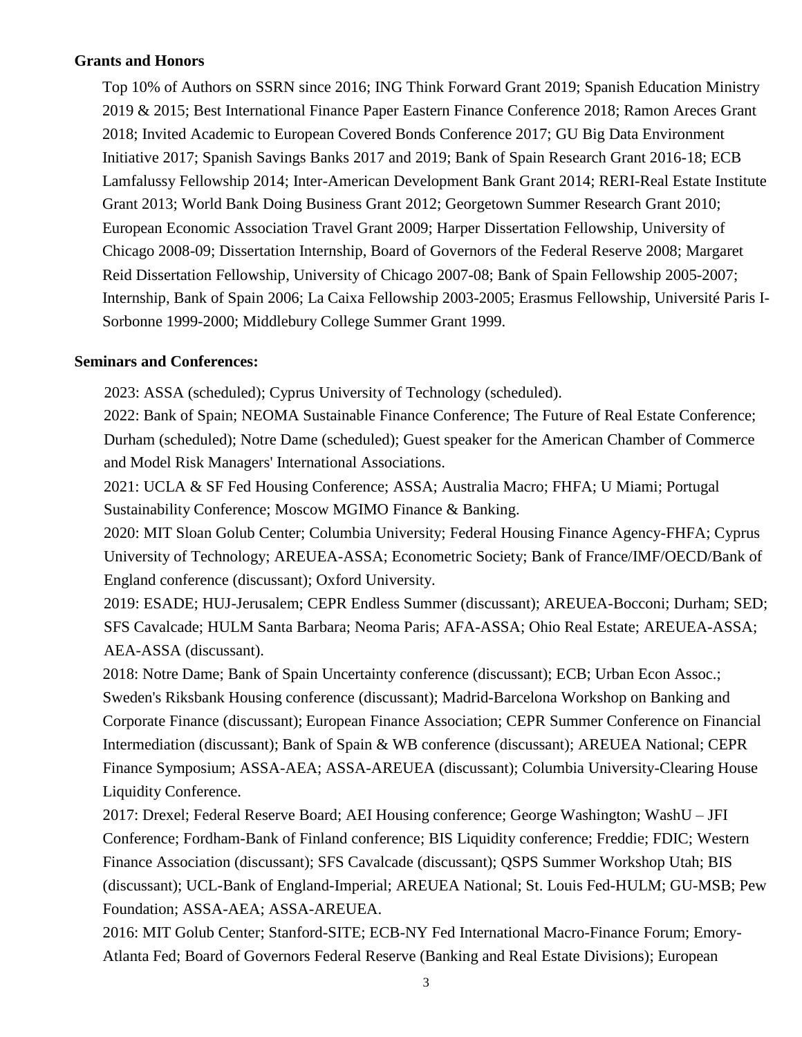## Grants and Honors

Top 10% of Authors on SSRN since 2016; ING Think Forward Grant 2019; Spanish Education Ministry 2019 & 2015; Best International Finance Paper Eastern Finance Conference 2018; Ramon Areces Grant 2018; Invited Academic to European Covered Bonds Conference 2017; GU Big Data Environment Initiative 2017; Spanish Savings Banks 2017 and 2019; Bank of Spain Research Grant 2016-18; ECB Lamfalussy Fellowship 2014; Inter-American Development Bank Grant 2014; RERI-Real Estate Institute Grant 2013; World Bank Doing Business Grant 2012; Georgetown Summer Research Grant 2010; European Economic Association Travel Grant 2009; Harper Dissertation Fellowship, University of Chicago 2008-09; Dissertation Internship, Board of Governors of the Federal Reserve 2008; Margaret Reid Dissertation Fellowship, University of Chicago 2007-08; Bank of Spain Fellowship 2005-2007; Internship, Bank of Spain 2006; La Caixa Fellowship 2003-2005; Erasmus Fellowship, Université Paris I-Sorbonne 1999-2000; Middlebury College Summer Grant 1999.

## Seminars and Conferences:

2023: ASSA (scheduled); Cyprus University of Technology (scheduled).

2022: Bank of Spain; NEOMA Sustainable Finance Conference; The Future of Real Estate Conference; Durham (scheduled); Notre Dame (scheduled); Guest speaker for the American Chamber of Commerce and Model Risk Managers' International Associations.

2021: UCLA & SF Fed Housing Conference; ASSA; Australia Macro; FHFA; U Miami; Portugal Sustainability Conference; Moscow MGIMO Finance & Banking.

2020: MIT Sloan Golub Center; Columbia University; Federal Housing Finance Agency-FHFA; Cyprus University of Technology; AREUEA-ASSA; Econometric Society; Bank of France/IMF/OECD/Bank of England conference (discussant); Oxford University.

2019: ESADE; HUJ-Jerusalem; CEPR Endless Summer (discussant); AREUEA-Bocconi; Durham; SED; SFS Cavalcade; HULM Santa Barbara; Neoma Paris; AFA-ASSA; Ohio Real Estate; AREUEA-ASSA; AEA-ASSA (discussant).

2018: Notre Dame; Bank of Spain Uncertainty conference (discussant); ECB; Urban Econ Assoc.; Sweden's Riksbank Housing conference (discussant); Madrid-Barcelona Workshop on Banking and Corporate Finance (discussant); European Finance Association; CEPR Summer Conference on Financial Intermediation (discussant); Bank of Spain & WB conference (discussant); AREUEA National; CEPR Finance Symposium; ASSA-AEA; ASSA-AREUEA (discussant); Columbia University-Clearing House Liquidity Conference.

2017: Drexel; Federal Reserve Board; AEI Housing conference; George Washington; WashU – JFI Conference; Fordham-Bank of Finland conference; BIS Liquidity conference; Freddie; FDIC; Western Finance Association (discussant); SFS Cavalcade (discussant); QSPS Summer Workshop Utah; BIS (discussant); UCL-Bank of England-Imperial; AREUEA National; St. Louis Fed-HULM; GU-MSB; Pew Foundation; ASSA-AEA; ASSA-AREUEA.

2016: MIT Golub Center; Stanford-SITE; ECB-NY Fed International Macro-Finance Forum; Emory-Atlanta Fed; Board of Governors Federal Reserve (Banking and Real Estate Divisions); European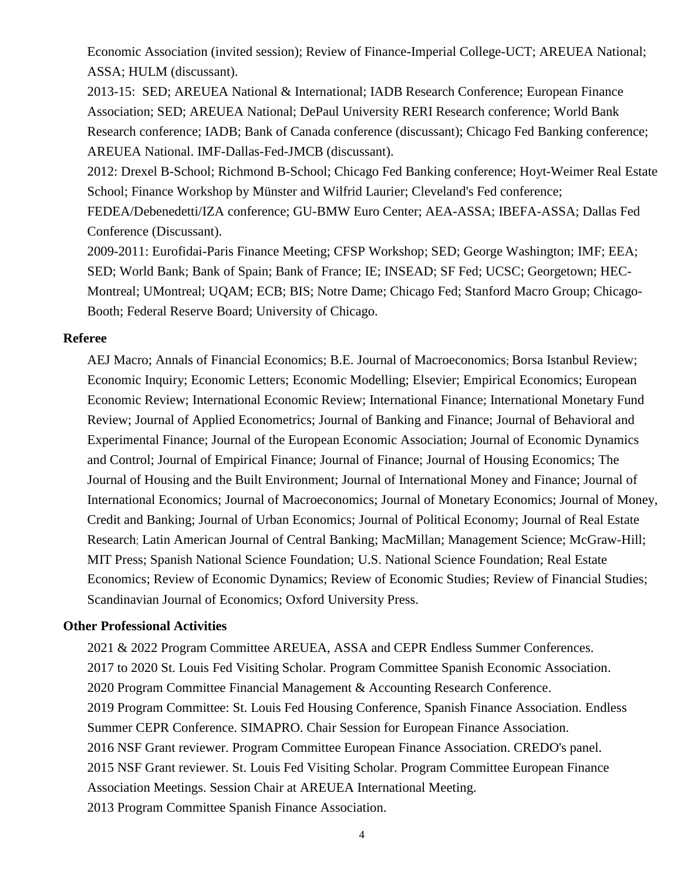Economic Association (invited session); Review of Finance-Imperial College-UCT; AREUEA National; ASSA; HULM (discussant).

2013-15: SED; AREUEA National & International; IADB Research Conference; European Finance Association; SED; AREUEA National; DePaul University RERI Research conference; World Bank Research conference; IADB; Bank of Canada conference (discussant); Chicago Fed Banking conference; AREUEA National. IMF-Dallas-Fed-JMCB (discussant).

2012: Drexel B-School; Richmond B-School; Chicago Fed Banking conference; Hoyt-Weimer Real Estate School; Finance Workshop by Münster and Wilfrid Laurier; Cleveland's Fed conference; FEDEA/Debenedetti/IZA conference; GU-BMW Euro Center; AEA-ASSA; IBEFA-ASSA; Dallas Fed Conference (Discussant).

2009-2011: Eurofidai-Paris Finance Meeting; CFSP Workshop; SED; George Washington; IMF; EEA; SED; World Bank; Bank of Spain; Bank of France; IE; INSEAD; SF Fed; UCSC; Georgetown; HEC-Montreal; UMontreal; UQAM; ECB; BIS; Notre Dame; Chicago Fed; Stanford Macro Group; Chicago-Booth; Federal Reserve Board; University of Chicago.

**Referee**

AEJ Macro; Annals of Financial Economics; B.E. Journal of Macroeconomics; Borsa Istanbul Review; Economic Inquiry; Economic Letters; Economic Modelling; Elsevier; Empirical Economics; European Economic Review; International Economic Review; International Finance; International Monetary Fund Review; Journal of Applied Econometrics; Journal of Banking and Finance; Journal of Behavioral and Experimental Finance; Journal of the European Economic Association; Journal of Economic Dynamics and Control; Journal of Empirical Finance; Journal of Finance; Journal of Housing Economics; The Journal of Housing and the Built Environment; Journal of International Money and Finance; Journal of International Economics; Journal of Macroeconomics; Journal of Monetary Economics; Journal of Money, Credit and Banking; Journal of Urban Economics; Journal of Political Economy; Journal of Real Estate Research; Latin American Journal of Central Banking; MacMillan; Management Science; McGraw-Hill; MIT Press; Spanish National Science Foundation; U.S. National Science Foundation; Real Estate Economics; Review of Economic Dynamics; Review of Economic Studies; Review of Financial Studies; Scandinavian Journal of Economics; Oxford University Press.

**Other Professional Activities**

2021 & 2022 Program Committee AREUEA, ASSA and CEPR Endless Summer Conferences.

2017 to 2020 St. Louis Fed Visiting Scholar. Program Committee Spanish Economic Association.

2020 Program Committee Financial Management & Accounting Research Conference.

2019 Program Committee: St. Louis Fed Housing Conference, Spanish Finance Association. Endless Summer CEPR Conference. SIMAPRO. Chair Session for European Finance Association.

2016 NSF Grant reviewer. Program Committee European Finance Association. CREDO's panel.

2015 NSF Grant reviewer. St. Louis Fed Visiting Scholar. Program Committee European Finance Association Meetings. Session Chair at AREUEA International Meeting.

2013 Program Committee Spanish Finance Association.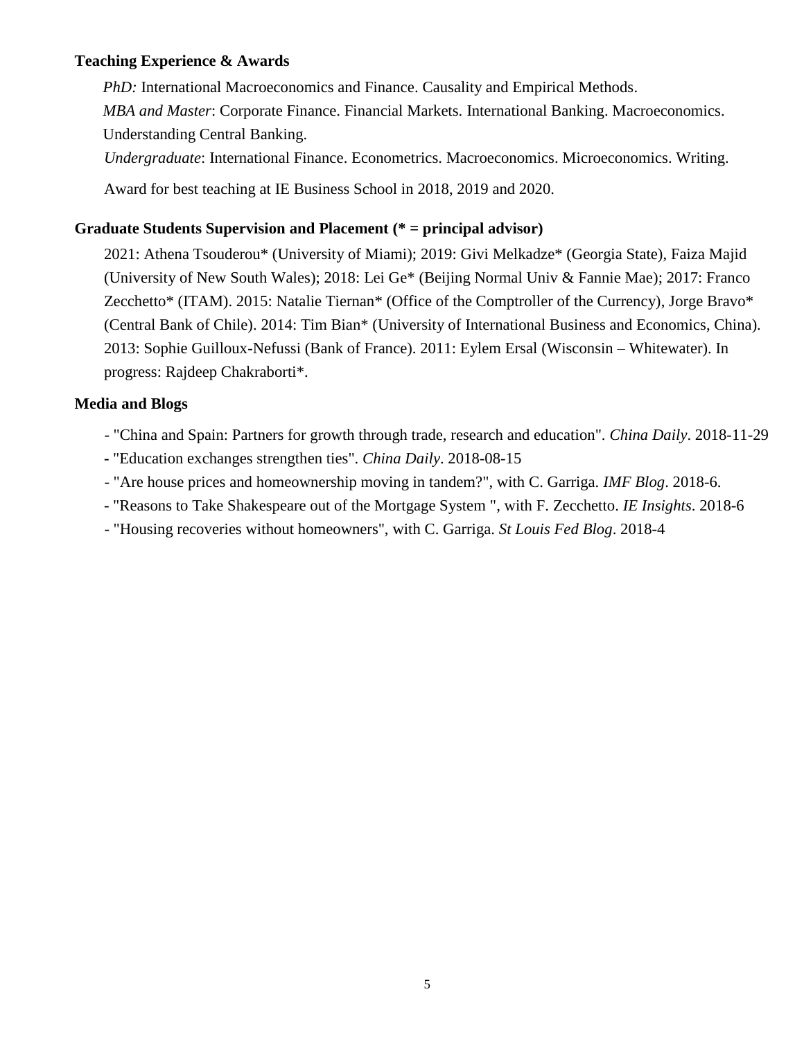### Teaching Experience & Awards

*PhD:* International Macroeconomics and Finance. Causality and Empirical Methods.

*MBA and Master*: Corporate Finance. Financial Markets. International Banking. Macroeconomics. Understanding Central Banking.

*Undergraduate*: International Finance. Econometrics. Macroeconomics. Microeconomics. Writing.

Award for best teaching at IE Business School in 2018, 2019 and 2020.

### Graduate Students Supervision and Placement (* = principal advisor)

2021: Athena Tsouderou* (University of Miami); 2019: Givi Melkadze* (Georgia State), Faiza Majid (University of New South Wales); 2018: Lei Ge* (Beijing Normal Univ & Fannie Mae); 2017: Franco Zecchetto* (ITAM). 2015: Natalie Tiernan* (Office of the Comptroller of the Currency), Jorge Bravo* (Central Bank of Chile). 2014: Tim Bian* (University of International Business and Economics, China). 2013: Sophie Guilloux-Nefussi (Bank of France). 2011: Eylem Ersal (Wisconsin – Whitewater). In progress: Rajdeep Chakraborti*.

### Media and Blogs

- "China and Spain: Partners for growth through trade, research and education". *China Daily*. 2018-11-29
- "Education exchanges strengthen ties". *China Daily*. 2018-08-15
- "Are house prices and homeownership moving in tandem?", with C. Garriga. *IMF Blog*. 2018-6.
- "Reasons to Take Shakespeare out of the Mortgage System ", with F. Zecchetto. *IE Insights*. 2018-6
- "Housing recoveries without homeowners", with C. Garriga. *St Louis Fed Blog*. 2018-4